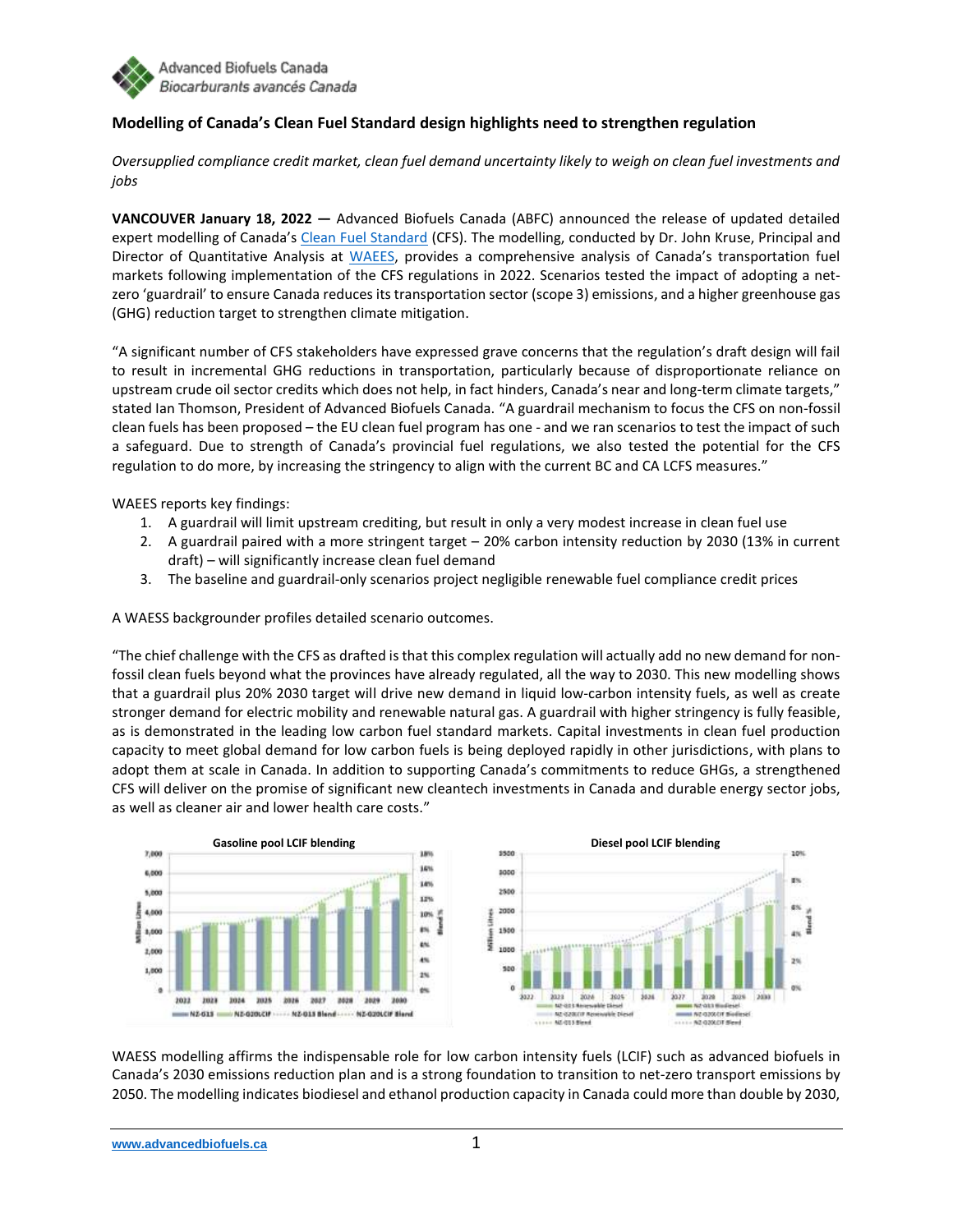Advanced Biofuels Canada
Biocarburants avancés Canada

## Modelling of Canada's Clean Fuel Standard design highlights need to strengthen regulation

*Oversupplied compliance credit market, clean fuel demand uncertainty likely to weigh on clean fuel investments and jobs*

**VANCOUVER January 18, 2022 —** Advanced Biofuels Canada (ABFC) announced the release of updated detailed expert modelling of Canada's Clean Fuel Standard (CFS). The modelling, conducted by Dr. John Kruse, Principal and Director of Quantitative Analysis at WAEES, provides a comprehensive analysis of Canada's transportation fuel markets following implementation of the CFS regulations in 2022. Scenarios tested the impact of adopting a net-zero 'guardrail' to ensure Canada reduces its transportation sector (scope 3) emissions, and a higher greenhouse gas (GHG) reduction target to strengthen climate mitigation.

"A significant number of CFS stakeholders have expressed grave concerns that the regulation's draft design will fail to result in incremental GHG reductions in transportation, particularly because of disproportionate reliance on upstream crude oil sector credits which does not help, in fact hinders, Canada's near and long-term climate targets," stated Ian Thomson, President of Advanced Biofuels Canada. "A guardrail mechanism to focus the CFS on non-fossil clean fuels has been proposed – the EU clean fuel program has one - and we ran scenarios to test the impact of such a safeguard. Due to strength of Canada's provincial fuel regulations, we also tested the potential for the CFS regulation to do more, by increasing the stringency to align with the current BC and CA LCFS measures."

WAEES reports key findings:

1. A guardrail will limit upstream crediting, but result in only a very modest increase in clean fuel use
2. A guardrail paired with a more stringent target – 20% carbon intensity reduction by 2030 (13% in current draft) – will significantly increase clean fuel demand
3. The baseline and guardrail-only scenarios project negligible renewable fuel compliance credit prices

A WAESS backgrounder profiles detailed scenario outcomes.

"The chief challenge with the CFS as drafted is that this complex regulation will actually add no new demand for non-fossil clean fuels beyond what the provinces have already regulated, all the way to 2030. This new modelling shows that a guardrail plus 20% 2030 target will drive new demand in liquid low-carbon intensity fuels, as well as create stronger demand for electric mobility and renewable natural gas. A guardrail with higher stringency is fully feasible, as is demonstrated in the leading low carbon fuel standard markets. Capital investments in clean fuel production capacity to meet global demand for low carbon fuels is being deployed rapidly in other jurisdictions, with plans to adopt them at scale in Canada. In addition to supporting Canada's commitments to reduce GHGs, a strengthened CFS will deliver on the promise of significant new cleantech investments in Canada and durable energy sector jobs, as well as cleaner air and lower health care costs."

**Gasoline pool LCIF blending** — Legend: NZ-O13, NZ-O20LCIF, NZ-O13 Blend, NZ-O20LCIF Blend (Million Litres, 2022–2030; Blend %)

**Diesel pool LCIF blending** — Legend: NZ-O13 Renewable Diesel, NZ-O13 Biodiesel, NZ-O20LCIF Renewable Diesel, NZ-O20LCIF Biodiesel, NZ-O13 Blend, NZ-O20LCIF Blend (Million Litres, 2022–2030; Blend %)

WAESS modelling affirms the indispensable role for low carbon intensity fuels (LCIF) such as advanced biofuels in Canada's 2030 emissions reduction plan and is a strong foundation to transition to net-zero transport emissions by 2050. The modelling indicates biodiesel and ethanol production capacity in Canada could more than double by 2030,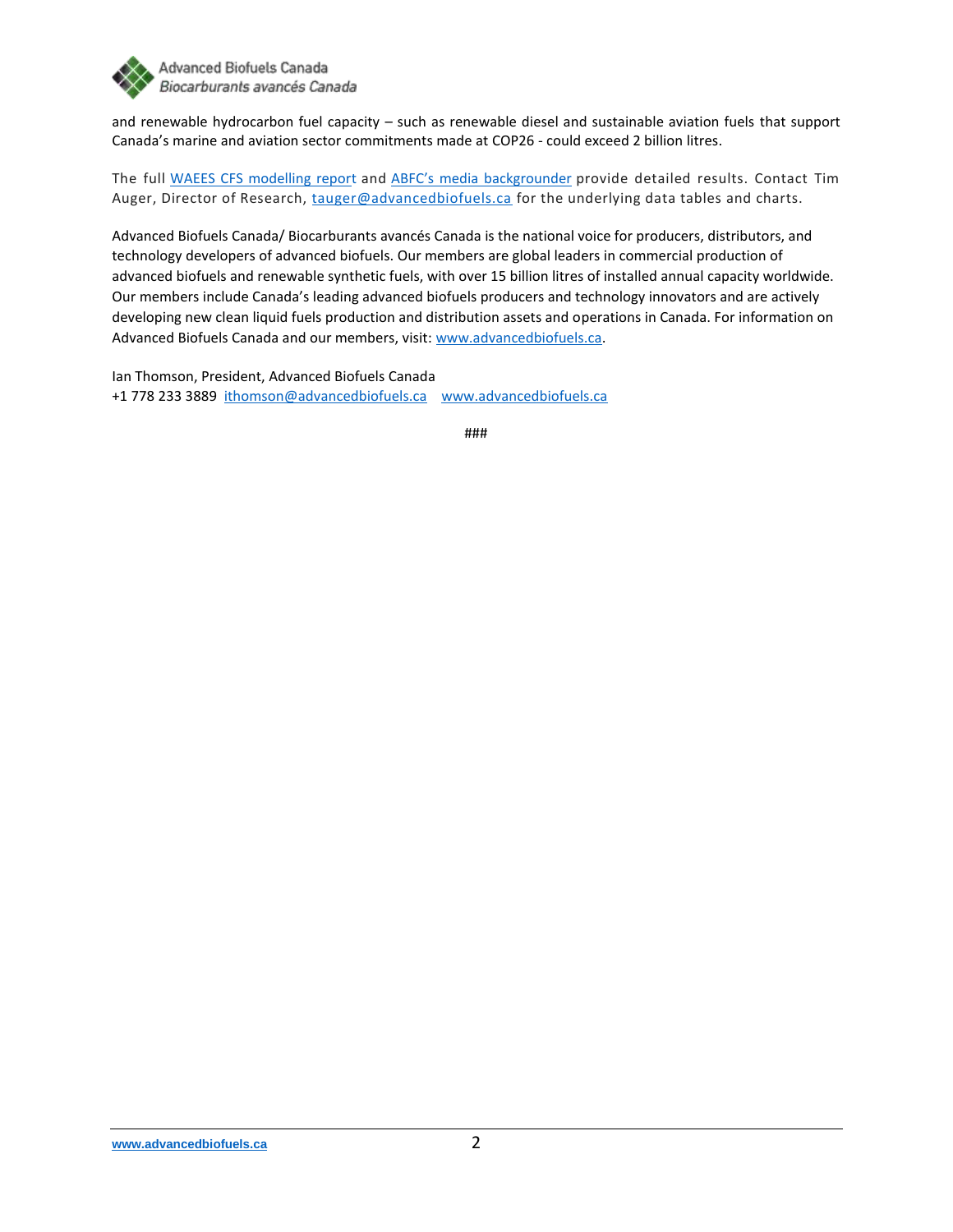and renewable hydrocarbon fuel capacity – such as renewable diesel and sustainable aviation fuels that support Canada's marine and aviation sector commitments made at COP26 - could exceed 2 billion litres.

The full [WAEES CFS modelling report](#) and [ABFC's media backgrounder](#) provide detailed results. Contact Tim Auger, Director of Research, [tauger@advancedbiofuels.ca](mailto:tauger@advancedbiofuels.ca) for the underlying data tables and charts.

Advanced Biofuels Canada/ Biocarburants avancés Canada is the national voice for producers, distributors, and technology developers of advanced biofuels. Our members are global leaders in commercial production of advanced biofuels and renewable synthetic fuels, with over 15 billion litres of installed annual capacity worldwide. Our members include Canada's leading advanced biofuels producers and technology innovators and are actively developing new clean liquid fuels production and distribution assets and operations in Canada. For information on Advanced Biofuels Canada and our members, visit: [www.advancedbiofuels.ca](http://www.advancedbiofuels.ca).

Ian Thomson, President, Advanced Biofuels Canada
+1 778 233 3889 [ithomson@advancedbiofuels.ca](mailto:ithomson@advancedbiofuels.ca) [www.advancedbiofuels.ca](http://www.advancedbiofuels.ca)

###